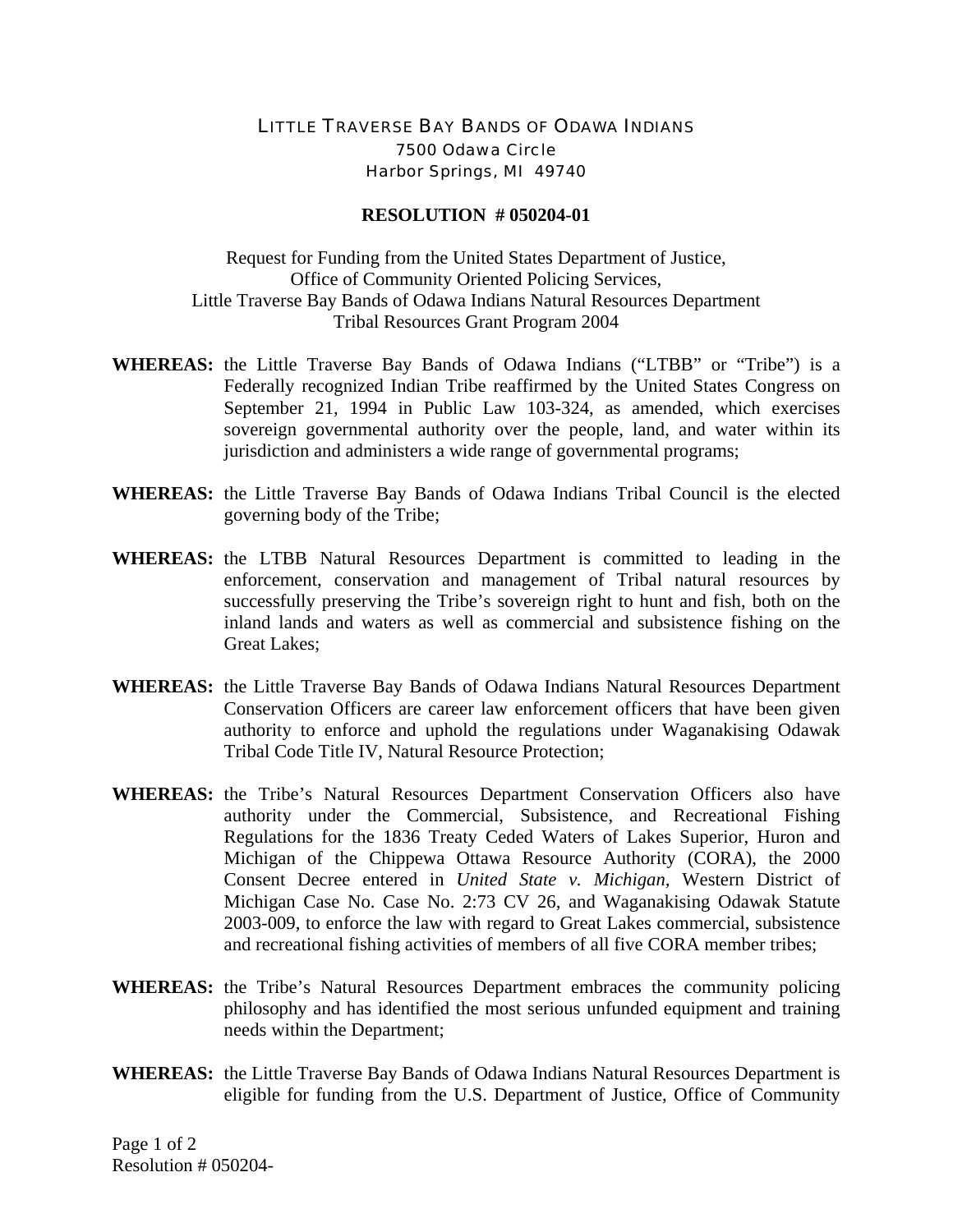LITTLE TRAVERSE BAY BANDS OF ODAWA INDIANS
7500 Odawa Circle
Harbor Springs, MI 49740

**RESOLUTION # 050204-01**

Request for Funding from the United States Department of Justice,
Office of Community Oriented Policing Services,
Little Traverse Bay Bands of Odawa Indians Natural Resources Department
Tribal Resources Grant Program 2004

**WHEREAS:** the Little Traverse Bay Bands of Odawa Indians ("LTBB" or "Tribe") is a Federally recognized Indian Tribe reaffirmed by the United States Congress on September 21, 1994 in Public Law 103-324, as amended, which exercises sovereign governmental authority over the people, land, and water within its jurisdiction and administers a wide range of governmental programs;

**WHEREAS:** the Little Traverse Bay Bands of Odawa Indians Tribal Council is the elected governing body of the Tribe;

**WHEREAS:** the LTBB Natural Resources Department is committed to leading in the enforcement, conservation and management of Tribal natural resources by successfully preserving the Tribe's sovereign right to hunt and fish, both on the inland lands and waters as well as commercial and subsistence fishing on the Great Lakes;

**WHEREAS:** the Little Traverse Bay Bands of Odawa Indians Natural Resources Department Conservation Officers are career law enforcement officers that have been given authority to enforce and uphold the regulations under Waganakising Odawak Tribal Code Title IV, Natural Resource Protection;

**WHEREAS:** the Tribe's Natural Resources Department Conservation Officers also have authority under the Commercial, Subsistence, and Recreational Fishing Regulations for the 1836 Treaty Ceded Waters of Lakes Superior, Huron and Michigan of the Chippewa Ottawa Resource Authority (CORA), the 2000 Consent Decree entered in *United State v. Michigan*, Western District of Michigan Case No. Case No. 2:73 CV 26, and Waganakising Odawak Statute 2003-009, to enforce the law with regard to Great Lakes commercial, subsistence and recreational fishing activities of members of all five CORA member tribes;

**WHEREAS:** the Tribe's Natural Resources Department embraces the community policing philosophy and has identified the most serious unfunded equipment and training needs within the Department;

**WHEREAS:** the Little Traverse Bay Bands of Odawa Indians Natural Resources Department is eligible for funding from the U.S. Department of Justice, Office of Community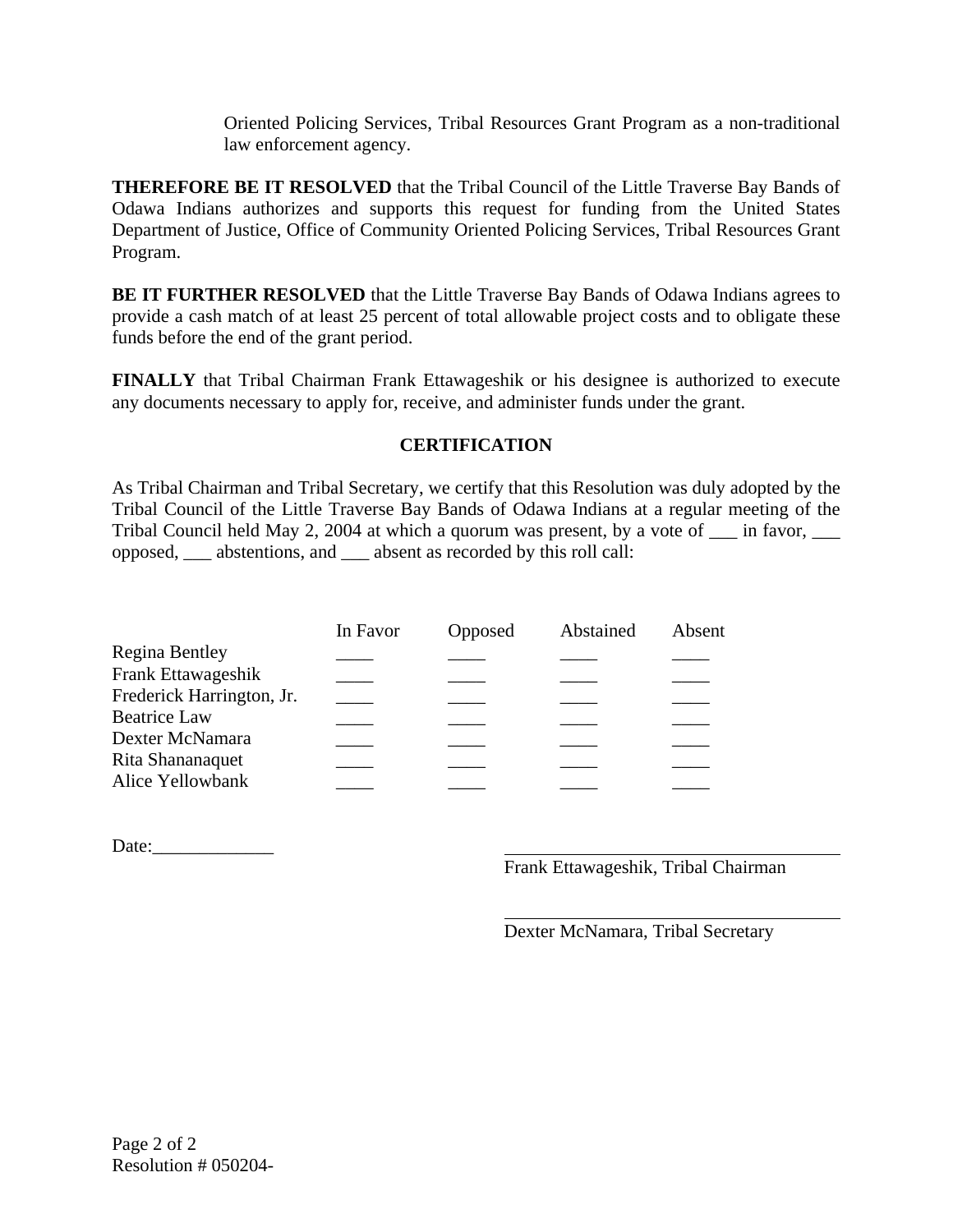Oriented Policing Services, Tribal Resources Grant Program as a non-traditional law enforcement agency.

**THEREFORE BE IT RESOLVED** that the Tribal Council of the Little Traverse Bay Bands of Odawa Indians authorizes and supports this request for funding from the United States Department of Justice, Office of Community Oriented Policing Services, Tribal Resources Grant Program.

**BE IT FURTHER RESOLVED** that the Little Traverse Bay Bands of Odawa Indians agrees to provide a cash match of at least 25 percent of total allowable project costs and to obligate these funds before the end of the grant period.

**FINALLY** that Tribal Chairman Frank Ettawageshik or his designee is authorized to execute any documents necessary to apply for, receive, and administer funds under the grant.

## CERTIFICATION

As Tribal Chairman and Tribal Secretary, we certify that this Resolution was duly adopted by the Tribal Council of the Little Traverse Bay Bands of Odawa Indians at a regular meeting of the Tribal Council held May 2, 2004 at which a quorum was present, by a vote of ___ in favor, ___ opposed, ___ abstentions, and ___ absent as recorded by this roll call:

| | In Favor | Opposed | Abstained | Absent |
|---|---|---|---|---|
| Regina Bentley | ____ | ____ | ____ | ____ |
| Frank Ettawageshik | ____ | ____ | ____ | ____ |
| Frederick Harrington, Jr. | ____ | ____ | ____ | ____ |
| Beatrice Law | ____ | ____ | ____ | ____ |
| Dexter McNamara | ____ | ____ | ____ | ____ |
| Rita Shananaquet | ____ | ____ | ____ | ____ |
| Alice Yellowbank | ____ | ____ | ____ | ____ |

Date:_____________

_____________________________________
Frank Ettawageshik, Tribal Chairman

_____________________________________
Dexter McNamara, Tribal Secretary

Resolution # 050204-